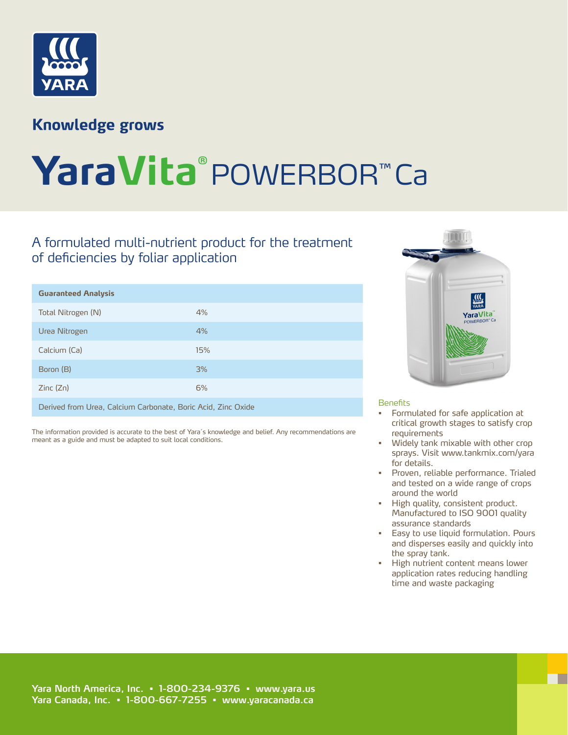YARA

**Knowledge grows**

# YaraVita® POWERBOR™ Ca

## A formulated multi-nutrient product for the treatment of deficiencies by foliar application

| Guaranteed Analysis | |
|---|---|
| Total Nitrogen (N) | 4% |
| Urea Nitrogen | 4% |
| Calcium (Ca) | 15% |
| Boron (B) | 3% |
| Zinc (Zn) | 6% |
| Derived from Urea, Calcium Carbonate, Boric Acid, Zinc Oxide | |

The information provided is accurate to the best of Yara´s knowledge and belief. Any recommendations are meant as a guide and must be adapted to suit local conditions.

### Benefits

- Formulated for safe application at critical growth stages to satisfy crop requirements
- Widely tank mixable with other crop sprays. Visit www.tankmix.com/yara for details.
- Proven, reliable performance. Trialed and tested on a wide range of crops around the world
- High quality, consistent product. Manufactured to ISO 9001 quality assurance standards
- Easy to use liquid formulation. Pours and disperses easily and quickly into the spray tank.
- High nutrient content means lower application rates reducing handling time and waste packaging

**Yara North America, Inc. ▪ 1-800-234-9376 ▪ www.yara.us**
**Yara Canada, Inc. ▪ 1-800-667-7255 ▪ www.yaracanada.ca**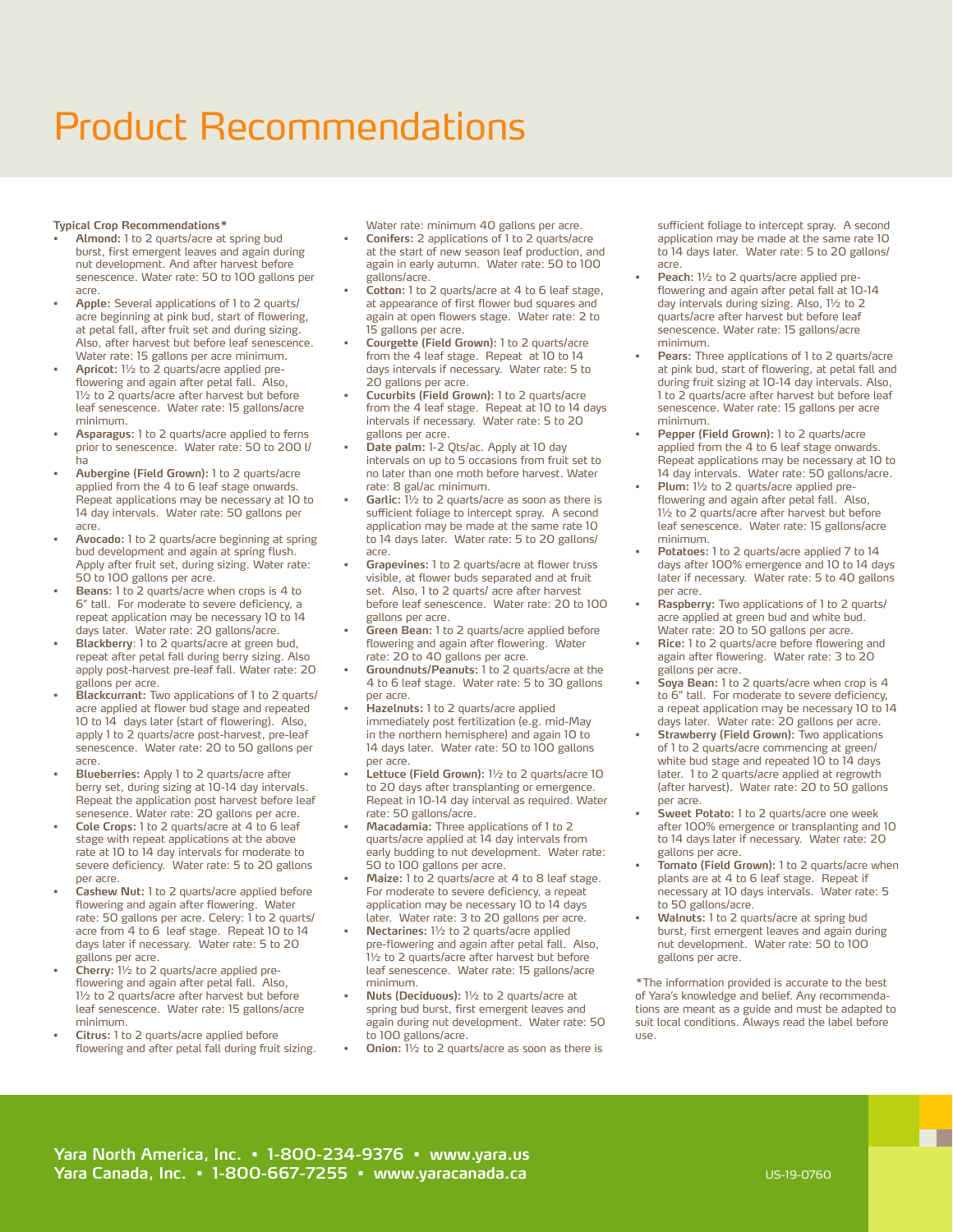# Product Recommendations

**Typical Crop Recommendations***

- **Almond:** 1 to 2 quarts/acre at spring bud burst, first emergent leaves and again during nut development. And after harvest before senescence. Water rate: 50 to 100 gallons per acre.
- **Apple:** Several applications of 1 to 2 quarts/acre beginning at pink bud, start of flowering, at petal fall, after fruit set and during sizing. Also, after harvest but before leaf senescence. Water rate: 15 gallons per acre minimum.
- **Apricot:** 1½ to 2 quarts/acre applied pre-flowering and again after petal fall. Also, 1½ to 2 quarts/acre after harvest but before leaf senescence. Water rate: 15 gallons/acre minimum.
- **Asparagus:** 1 to 2 quarts/acre applied to ferns prior to senescence. Water rate: 50 to 200 l/ha
- **Aubergine (Field Grown):** 1 to 2 quarts/acre applied from the 4 to 6 leaf stage onwards. Repeat applications may be necessary at 10 to 14 day intervals. Water rate: 50 gallons per acre.
- **Avocado:** 1 to 2 quarts/acre beginning at spring bud development and again at spring flush. Apply after fruit set, during sizing. Water rate: 50 to 100 gallons per acre.
- **Beans:** 1 to 2 quarts/acre when crops is 4 to 6″ tall. For moderate to severe deficiency, a repeat application may be necessary 10 to 14 days later. Water rate: 20 gallons/acre.
- **Blackberry**: 1 to 2 quarts/acre at green bud, repeat after petal fall during berry sizing. Also apply post-harvest pre-leaf fall. Water rate: 20 gallons per acre.
- **Blackcurrant:** Two applications of 1 to 2 quarts/acre applied at flower bud stage and repeated 10 to 14 days later (start of flowering). Also, apply 1 to 2 quarts/acre post-harvest, pre-leaf senescence. Water rate: 20 to 50 gallons per acre.
- **Blueberries:** Apply 1 to 2 quarts/acre after berry set, during sizing at 10-14 day intervals. Repeat the application post harvest before leaf senesence. Water rate: 20 gallons per acre.
- **Cole Crops:** 1 to 2 quarts/acre at 4 to 6 leaf stage with repeat applications at the above rate at 10 to 14 day intervals for moderate to severe deficiency. Water rate: 5 to 20 gallons per acre.
- **Cashew Nut:** 1 to 2 quarts/acre applied before flowering and again after flowering. Water rate: 50 gallons per acre. Celery: 1 to 2 quarts/acre from 4 to 6 leaf stage. Repeat 10 to 14 days later if necessary. Water rate: 5 to 20 gallons per acre.
- **Cherry:** 1½ to 2 quarts/acre applied pre-flowering and again after petal fall. Also, 1½ to 2 quarts/acre after harvest but before leaf senescence. Water rate: 15 gallons/acre minimum.
- **Citrus:** 1 to 2 quarts/acre applied before flowering and after petal fall during fruit sizing. Water rate: minimum 40 gallons per acre.
- **Conifers:** 2 applications of 1 to 2 quarts/acre at the start of new season leaf production, and again in early autumn. Water rate: 50 to 100 gallons/acre.
- **Cotton:** 1 to 2 quarts/acre at 4 to 6 leaf stage, at appearance of first flower bud squares and again at open flowers stage. Water rate: 2 to 15 gallons per acre.
- **Courgette (Field Grown):** 1 to 2 quarts/acre from the 4 leaf stage. Repeat at 10 to 14 days intervals if necessary. Water rate: 5 to 20 gallons per acre.
- **Cucurbits (Field Grown):** 1 to 2 quarts/acre from the 4 leaf stage. Repeat at 10 to 14 days intervals if necessary. Water rate: 5 to 20 gallons per acre.
- **Date palm:** 1-2 Qts/ac. Apply at 10 day intervals on up to 5 occasions from fruit set to no later than one moth before harvest. Water rate: 8 gal/ac minimum.
- **Garlic:** 1½ to 2 quarts/acre as soon as there is sufficient foliage to intercept spray. A second application may be made at the same rate 10 to 14 days later. Water rate: 5 to 20 gallons/acre.
- **Grapevines:** 1 to 2 quarts/acre at flower truss visible, at flower buds separated and at fruit set. Also, 1 to 2 quarts/ acre after harvest before leaf senescence. Water rate: 20 to 100 gallons per acre.
- **Green Bean:** 1 to 2 quarts/acre applied before flowering and again after flowering. Water rate: 20 to 40 gallons per acre.
- **Groundnuts/Peanuts:** 1 to 2 quarts/acre at the 4 to 6 leaf stage. Water rate: 5 to 30 gallons per acre.
- **Hazelnuts:** 1 to 2 quarts/acre applied immediately post fertilization (e.g. mid-May in the northern hemisphere) and again 10 to 14 days later. Water rate: 50 to 100 gallons per acre.
- **Lettuce (Field Grown):** 1½ to 2 quarts/acre 10 to 20 days after transplanting or emergence. Repeat in 10-14 day interval as required. Water rate: 50 gallons/acre.
- **Macadamia:** Three applications of 1 to 2 quarts/acre applied at 14 day intervals from early budding to nut development. Water rate: 50 to 100 gallons per acre.
- **Maize:** 1 to 2 quarts/acre at 4 to 8 leaf stage. For moderate to severe deficiency, a repeat application may be necessary 10 to 14 days later. Water rate: 3 to 20 gallons per acre.
- **Nectarines:** 1½ to 2 quarts/acre applied pre-flowering and again after petal fall. Also, 1½ to 2 quarts/acre after harvest but before leaf senescence. Water rate: 15 gallons/acre minimum.
- **Nuts (Deciduous):** 1½ to 2 quarts/acre at spring bud burst, first emergent leaves and again during nut development. Water rate: 50 to 100 gallons/acre.
- **Onion:** 1½ to 2 quarts/acre as soon as there is sufficient foliage to intercept spray. A second application may be made at the same rate 10 to 14 days later. Water rate: 5 to 20 gallons/acre.
- **Peach:** 1½ to 2 quarts/acre applied pre-flowering and again after petal fall at 10-14 day intervals during sizing. Also, 1½ to 2 quarts/acre after harvest but before leaf senescence. Water rate: 15 gallons/acre minimum.
- **Pears:** Three applications of 1 to 2 quarts/acre at pink bud, start of flowering, at petal fall and during fruit sizing at 10-14 day intervals. Also, 1 to 2 quarts/acre after harvest but before leaf senescence. Water rate: 15 gallons per acre minimum.
- **Pepper (Field Grown):** 1 to 2 quarts/acre applied from the 4 to 6 leaf stage onwards. Repeat applications may be necessary at 10 to 14 day intervals. Water rate: 50 gallons/acre.
- **Plum:** 1½ to 2 quarts/acre applied pre-flowering and again after petal fall. Also, 1½ to 2 quarts/acre after harvest but before leaf senescence. Water rate: 15 gallons/acre minimum.
- **Potatoes:** 1 to 2 quarts/acre applied 7 to 14 days after 100% emergence and 10 to 14 days later if necessary. Water rate: 5 to 40 gallons per acre.
- **Raspberry:** Two applications of 1 to 2 quarts/acre applied at green bud and white bud. Water rate: 20 to 50 gallons per acre.
- **Rice:** 1 to 2 quarts/acre before flowering and again after flowering. Water rate: 3 to 20 gallons per acre.
- **Soya Bean:** 1 to 2 quarts/acre when crop is 4 to 6″ tall. For moderate to severe deficiency, a repeat application may be necessary 10 to 14 days later. Water rate: 20 gallons per acre.
- **Strawberry (Field Grown):** Two applications of 1 to 2 quarts/acre commencing at green/white bud stage and repeated 10 to 14 days later. 1 to 2 quarts/acre applied at regrowth (after harvest). Water rate: 20 to 50 gallons per acre.
- **Sweet Potato:** 1 to 2 quarts/acre one week after 100% emergence or transplanting and 10 to 14 days later if necessary. Water rate: 20 gallons per acre.
- **Tomato (Field Grown):** 1 to 2 quarts/acre when plants are at 4 to 6 leaf stage. Repeat if necessary at 10 days intervals. Water rate: 5 to 50 gallons/acre.
- **Walnuts:** 1 to 2 quarts/acre at spring bud burst, first emergent leaves and again during nut development. Water rate: 50 to 100 gallons per acre.

*The information provided is accurate to the best of Yara's knowledge and belief. Any recommendations are meant as a guide and must be adapted to suit local conditions. Always read the label before use.

**Yara North America, Inc. ▪ 1-800-234-9376 ▪ www.yara.us**
**Yara Canada, Inc. ▪ 1-800-667-7255 ▪ www.yaracanada.ca**

US-19-0760